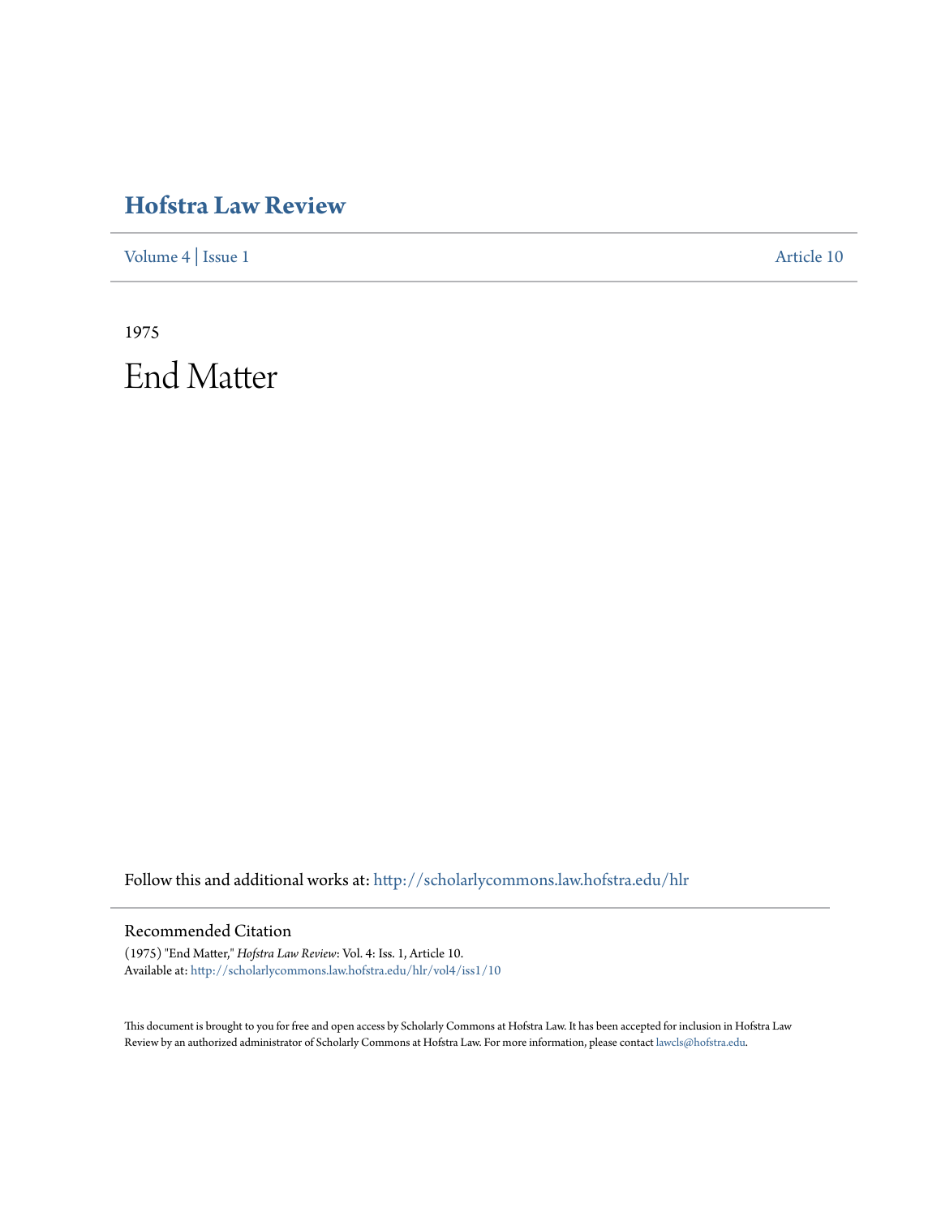# Hofstra Law Review

Volume 4 | Issue 1 Article 10

1975

# End Matter

Follow this and additional works at: http://scholarlycommons.law.hofstra.edu/hlr

## Recommended Citation

(1975) "End Matter," *Hofstra Law Review*: Vol. 4: Iss. 1, Article 10.
Available at: http://scholarlycommons.law.hofstra.edu/hlr/vol4/iss1/10

This document is brought to you for free and open access by Scholarly Commons at Hofstra Law. It has been accepted for inclusion in Hofstra Law Review by an authorized administrator of Scholarly Commons at Hofstra Law. For more information, please contact lawcls@hofstra.edu.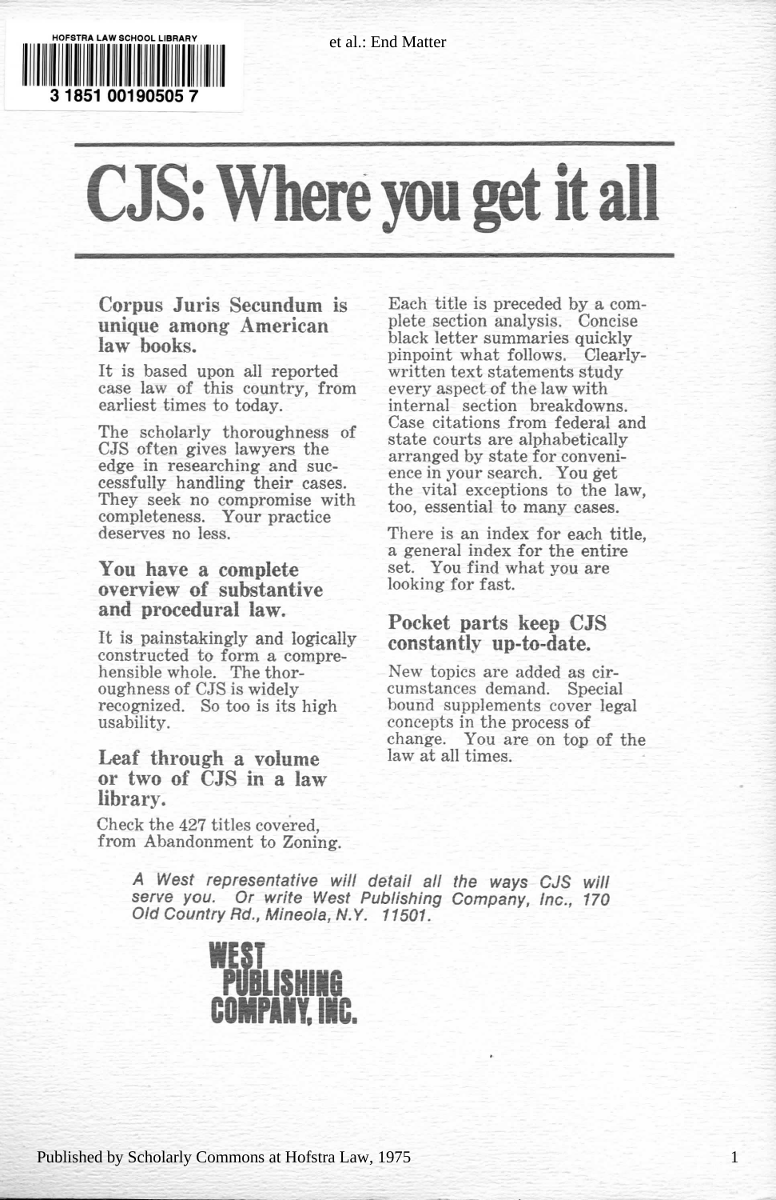# CJS: Where you get it all

### Corpus Juris Secundum is unique among American law books.

It is based upon all reported case law of this country, from earliest times to today.

The scholarly thoroughness of CJS often gives lawyers the edge in researching and successfully handling their cases. They seek no compromise with completeness. Your practice deserves no less.

### You have a complete overview of substantive and procedural law.

It is painstakingly and logically constructed to form a comprehensible whole. The thoroughness of CJS is widely recognized. So too is its high usability.

### Leaf through a volume or two of CJS in a law library.

Check the 427 titles covered, from Abandonment to Zoning.

Each title is preceded by a complete section analysis. Concise black letter summaries quickly pinpoint what follows. Clearly-written text statements study every aspect of the law with internal section breakdowns. Case citations from federal and state courts are alphabetically arranged by state for convenience in your search. You get the vital exceptions to the law, too, essential to many cases.

There is an index for each title, a general index for the entire set. You find what you are looking for fast.

### Pocket parts keep CJS constantly up-to-date.

New topics are added as circumstances demand. Special bound supplements cover legal concepts in the process of change. You are on top of the law at all times.

*A West representative will detail all the ways CJS will serve you. Or write West Publishing Company, Inc., 170 Old Country Rd., Mineola, N.Y. 11501.*

**WEST PUBLISHING COMPANY, INC.**